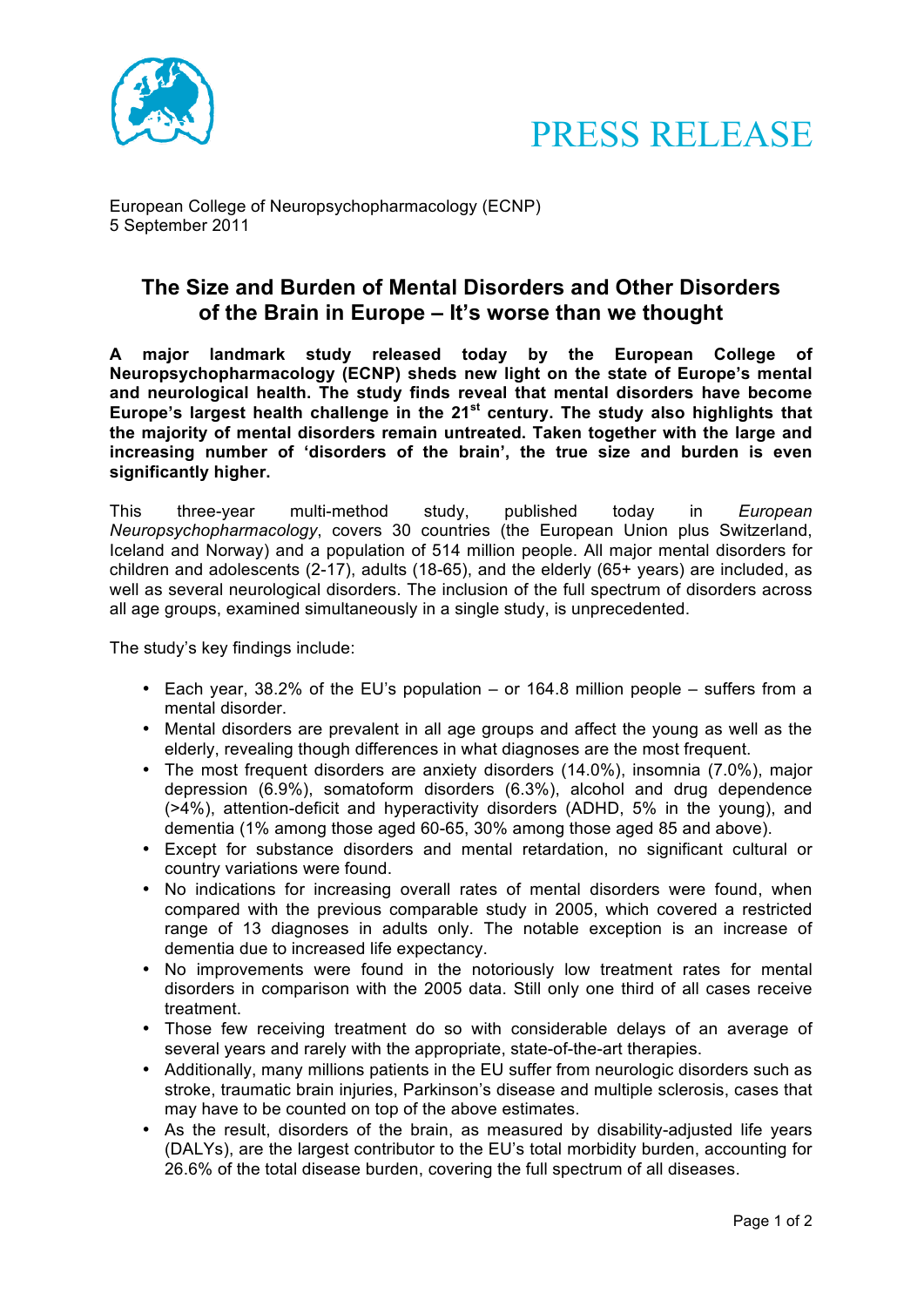PRESS RELEASE

European College of Neuropsychopharmacology (ECNP)
5 September 2011

## The Size and Burden of Mental Disorders and Other Disorders of the Brain in Europe – It's worse than we thought

**A major landmark study released today by the European College of Neuropsychopharmacology (ECNP) sheds new light on the state of Europe's mental and neurological health. The study finds reveal that mental disorders have become Europe's largest health challenge in the 21st century. The study also highlights that the majority of mental disorders remain untreated. Taken together with the large and increasing number of 'disorders of the brain', the true size and burden is even significantly higher.**

This three-year multi-method study, published today in *European Neuropsychopharmacology*, covers 30 countries (the European Union plus Switzerland, Iceland and Norway) and a population of 514 million people. All major mental disorders for children and adolescents (2-17), adults (18-65), and the elderly (65+ years) are included, as well as several neurological disorders. The inclusion of the full spectrum of disorders across all age groups, examined simultaneously in a single study, is unprecedented.

The study's key findings include:

- Each year, 38.2% of the EU's population – or 164.8 million people – suffers from a mental disorder.
- Mental disorders are prevalent in all age groups and affect the young as well as the elderly, revealing though differences in what diagnoses are the most frequent.
- The most frequent disorders are anxiety disorders (14.0%), insomnia (7.0%), major depression (6.9%), somatoform disorders (6.3%), alcohol and drug dependence (>4%), attention-deficit and hyperactivity disorders (ADHD, 5% in the young), and dementia (1% among those aged 60-65, 30% among those aged 85 and above).
- Except for substance disorders and mental retardation, no significant cultural or country variations were found.
- No indications for increasing overall rates of mental disorders were found, when compared with the previous comparable study in 2005, which covered a restricted range of 13 diagnoses in adults only. The notable exception is an increase of dementia due to increased life expectancy.
- No improvements were found in the notoriously low treatment rates for mental disorders in comparison with the 2005 data. Still only one third of all cases receive treatment.
- Those few receiving treatment do so with considerable delays of an average of several years and rarely with the appropriate, state-of-the-art therapies.
- Additionally, many millions patients in the EU suffer from neurologic disorders such as stroke, traumatic brain injuries, Parkinson's disease and multiple sclerosis, cases that may have to be counted on top of the above estimates.
- As the result, disorders of the brain, as measured by disability-adjusted life years (DALYs), are the largest contributor to the EU's total morbidity burden, accounting for 26.6% of the total disease burden, covering the full spectrum of all diseases.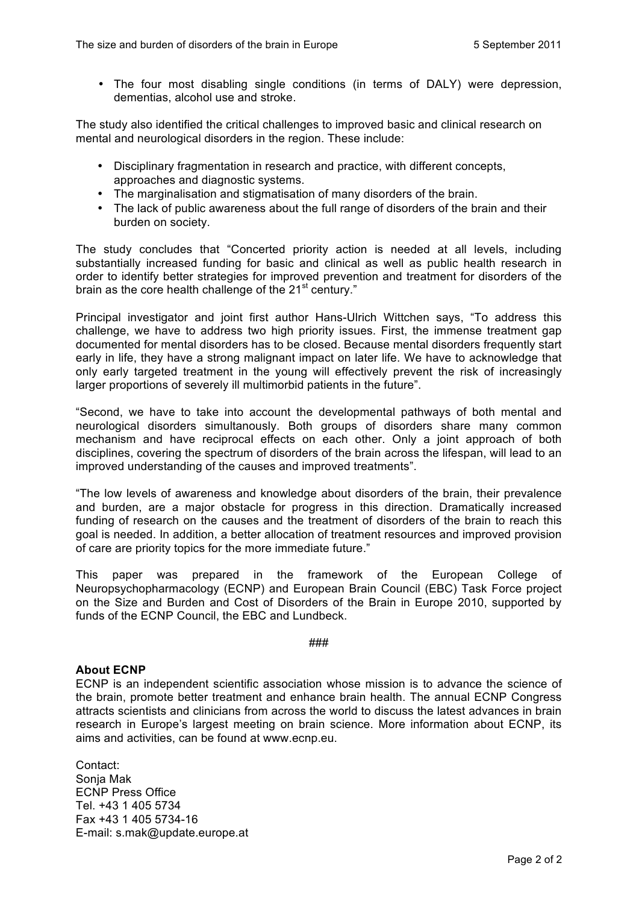- The four most disabling single conditions (in terms of DALY) were depression, dementias, alcohol use and stroke.

The study also identified the critical challenges to improved basic and clinical research on mental and neurological disorders in the region. These include:

- Disciplinary fragmentation in research and practice, with different concepts, approaches and diagnostic systems.
- The marginalisation and stigmatisation of many disorders of the brain.
- The lack of public awareness about the full range of disorders of the brain and their burden on society.

The study concludes that "Concerted priority action is needed at all levels, including substantially increased funding for basic and clinical as well as public health research in order to identify better strategies for improved prevention and treatment for disorders of the brain as the core health challenge of the 21st century."

Principal investigator and joint first author Hans-Ulrich Wittchen says, "To address this challenge, we have to address two high priority issues. First, the immense treatment gap documented for mental disorders has to be closed. Because mental disorders frequently start early in life, they have a strong malignant impact on later life. We have to acknowledge that only early targeted treatment in the young will effectively prevent the risk of increasingly larger proportions of severely ill multimorbid patients in the future".

"Second, we have to take into account the developmental pathways of both mental and neurological disorders simultanously. Both groups of disorders share many common mechanism and have reciprocal effects on each other. Only a joint approach of both disciplines, covering the spectrum of disorders of the brain across the lifespan, will lead to an improved understanding of the causes and improved treatments".

"The low levels of awareness and knowledge about disorders of the brain, their prevalence and burden, are a major obstacle for progress in this direction. Dramatically increased funding of research on the causes and the treatment of disorders of the brain to reach this goal is needed. In addition, a better allocation of treatment resources and improved provision of care are priority topics for the more immediate future."

This paper was prepared in the framework of the European College of Neuropsychopharmacology (ECNP) and European Brain Council (EBC) Task Force project on the Size and Burden and Cost of Disorders of the Brain in Europe 2010, supported by funds of the ECNP Council, the EBC and Lundbeck.

###

**About ECNP**
ECNP is an independent scientific association whose mission is to advance the science of the brain, promote better treatment and enhance brain health. The annual ECNP Congress attracts scientists and clinicians from across the world to discuss the latest advances in brain research in Europe's largest meeting on brain science. More information about ECNP, its aims and activities, can be found at www.ecnp.eu.

Contact:
Sonja Mak
ECNP Press Office
Tel. +43 1 405 5734
Fax +43 1 405 5734-16
E-mail: s.mak@update.europe.at